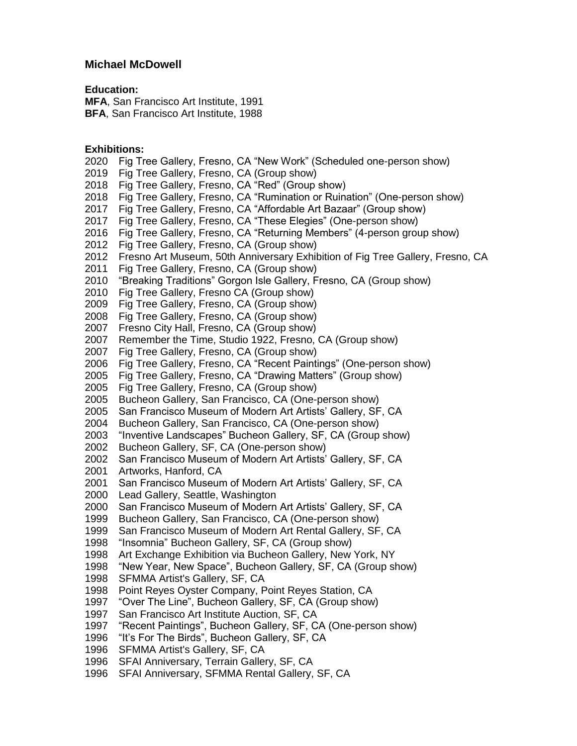## Michael McDowell

**Education:**

**MFA**, San Francisco Art Institute, 1991
**BFA**, San Francisco Art Institute, 1988

**Exhibitions:**

2020 Fig Tree Gallery, Fresno, CA "New Work" (Scheduled one-person show)
2019 Fig Tree Gallery, Fresno, CA (Group show)
2018 Fig Tree Gallery, Fresno, CA "Red" (Group show)
2018 Fig Tree Gallery, Fresno, CA "Rumination or Ruination" (One-person show)
2017 Fig Tree Gallery, Fresno, CA "Affordable Art Bazaar" (Group show)
2017 Fig Tree Gallery, Fresno, CA "These Elegies" (One-person show)
2016 Fig Tree Gallery, Fresno, CA "Returning Members" (4-person group show)
2012 Fig Tree Gallery, Fresno, CA (Group show)
2012 Fresno Art Museum, 50th Anniversary Exhibition of Fig Tree Gallery, Fresno, CA
2011 Fig Tree Gallery, Fresno, CA (Group show)
2010 "Breaking Traditions" Gorgon Isle Gallery, Fresno, CA (Group show)
2010 Fig Tree Gallery, Fresno CA (Group show)
2009 Fig Tree Gallery, Fresno, CA (Group show)
2008 Fig Tree Gallery, Fresno, CA (Group show)
2007 Fresno City Hall, Fresno, CA (Group show)
2007 Remember the Time, Studio 1922, Fresno, CA (Group show)
2007 Fig Tree Gallery, Fresno, CA (Group show)
2006 Fig Tree Gallery, Fresno, CA "Recent Paintings" (One-person show)
2005 Fig Tree Gallery, Fresno, CA "Drawing Matters" (Group show)
2005 Fig Tree Gallery, Fresno, CA (Group show)
2005 Bucheon Gallery, San Francisco, CA (One-person show)
2005 San Francisco Museum of Modern Art Artists' Gallery, SF, CA
2004 Bucheon Gallery, San Francisco, CA (One-person show)
2003 "Inventive Landscapes" Bucheon Gallery, SF, CA (Group show)
2002 Bucheon Gallery, SF, CA (One-person show)
2002 San Francisco Museum of Modern Art Artists' Gallery, SF, CA
2001 Artworks, Hanford, CA
2001 San Francisco Museum of Modern Art Artists' Gallery, SF, CA
2000 Lead Gallery, Seattle, Washington
2000 San Francisco Museum of Modern Art Artists' Gallery, SF, CA
1999 Bucheon Gallery, San Francisco, CA (One-person show)
1999 San Francisco Museum of Modern Art Rental Gallery, SF, CA
1998 "Insomnia" Bucheon Gallery, SF, CA (Group show)
1998 Art Exchange Exhibition via Bucheon Gallery, New York, NY
1998 "New Year, New Space", Bucheon Gallery, SF, CA (Group show)
1998 SFMMA Artist's Gallery, SF, CA
1998 Point Reyes Oyster Company, Point Reyes Station, CA
1997 "Over The Line", Bucheon Gallery, SF, CA (Group show)
1997 San Francisco Art Institute Auction, SF, CA
1997 "Recent Paintings", Bucheon Gallery, SF, CA (One-person show)
1996 "It's For The Birds", Bucheon Gallery, SF, CA
1996 SFMMA Artist's Gallery, SF, CA
1996 SFAI Anniversary, Terrain Gallery, SF, CA
1996 SFAI Anniversary, SFMMA Rental Gallery, SF, CA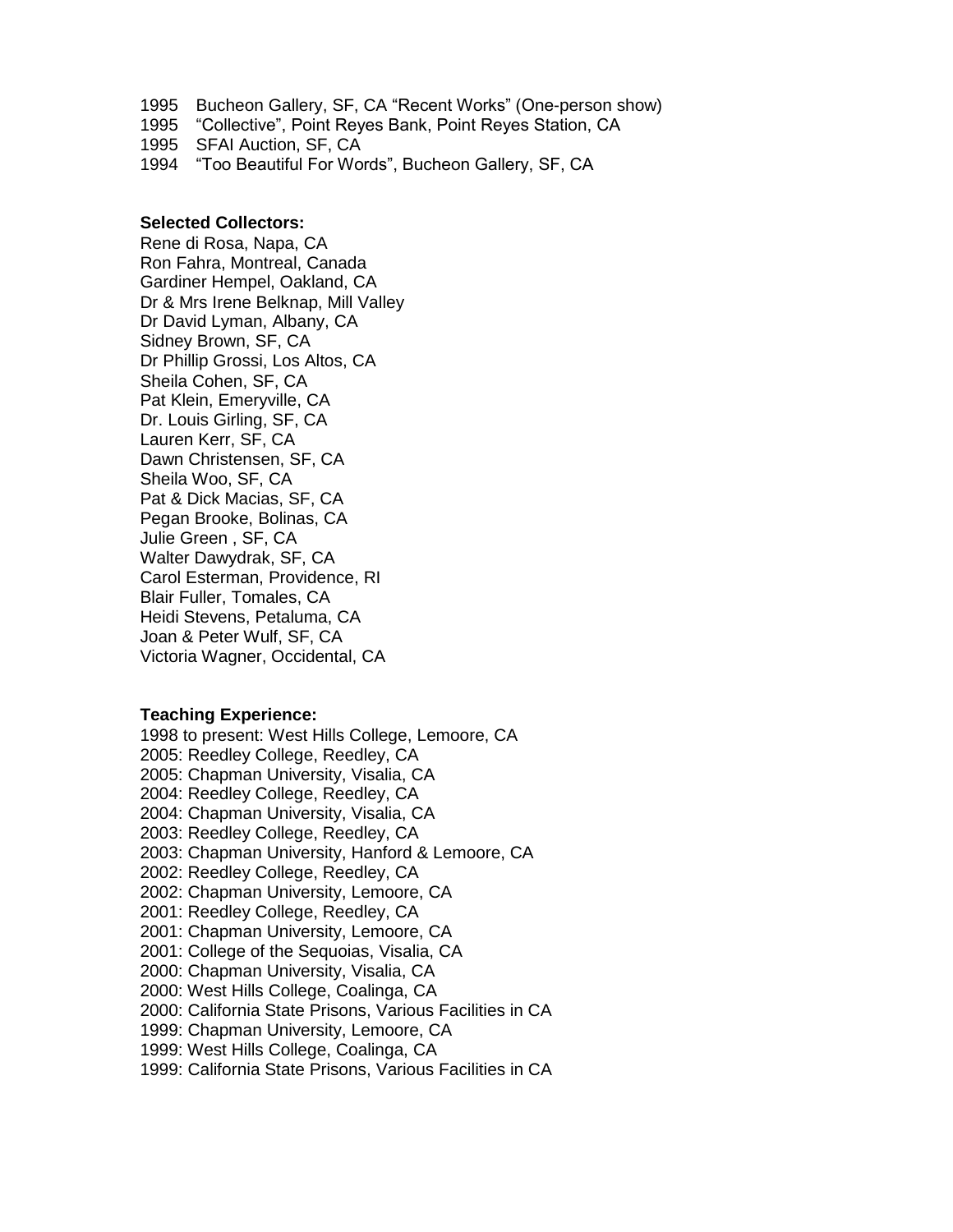1995 Bucheon Gallery, SF, CA "Recent Works" (One-person show)
1995 "Collective", Point Reyes Bank, Point Reyes Station, CA
1995 SFAI Auction, SF, CA
1994 "Too Beautiful For Words", Bucheon Gallery, SF, CA

**Selected Collectors:**

Rene di Rosa, Napa, CA
Ron Fahra, Montreal, Canada
Gardiner Hempel, Oakland, CA
Dr & Mrs Irene Belknap, Mill Valley
Dr David Lyman, Albany, CA
Sidney Brown, SF, CA
Dr Phillip Grossi, Los Altos, CA
Sheila Cohen, SF, CA
Pat Klein, Emeryville, CA
Dr. Louis Girling, SF, CA
Lauren Kerr, SF, CA
Dawn Christensen, SF, CA
Sheila Woo, SF, CA
Pat & Dick Macias, SF, CA
Pegan Brooke, Bolinas, CA
Julie Green , SF, CA
Walter Dawydrak, SF, CA
Carol Esterman, Providence, RI
Blair Fuller, Tomales, CA
Heidi Stevens, Petaluma, CA
Joan & Peter Wulf, SF, CA
Victoria Wagner, Occidental, CA

**Teaching Experience:**

1998 to present: West Hills College, Lemoore, CA
2005: Reedley College, Reedley, CA
2005: Chapman University, Visalia, CA
2004: Reedley College, Reedley, CA
2004: Chapman University, Visalia, CA
2003: Reedley College, Reedley, CA
2003: Chapman University, Hanford & Lemoore, CA
2002: Reedley College, Reedley, CA
2002: Chapman University, Lemoore, CA
2001: Reedley College, Reedley, CA
2001: Chapman University, Lemoore, CA
2001: College of the Sequoias, Visalia, CA
2000: Chapman University, Visalia, CA
2000: West Hills College, Coalinga, CA
2000: California State Prisons, Various Facilities in CA
1999: Chapman University, Lemoore, CA
1999: West Hills College, Coalinga, CA
1999: California State Prisons, Various Facilities in CA